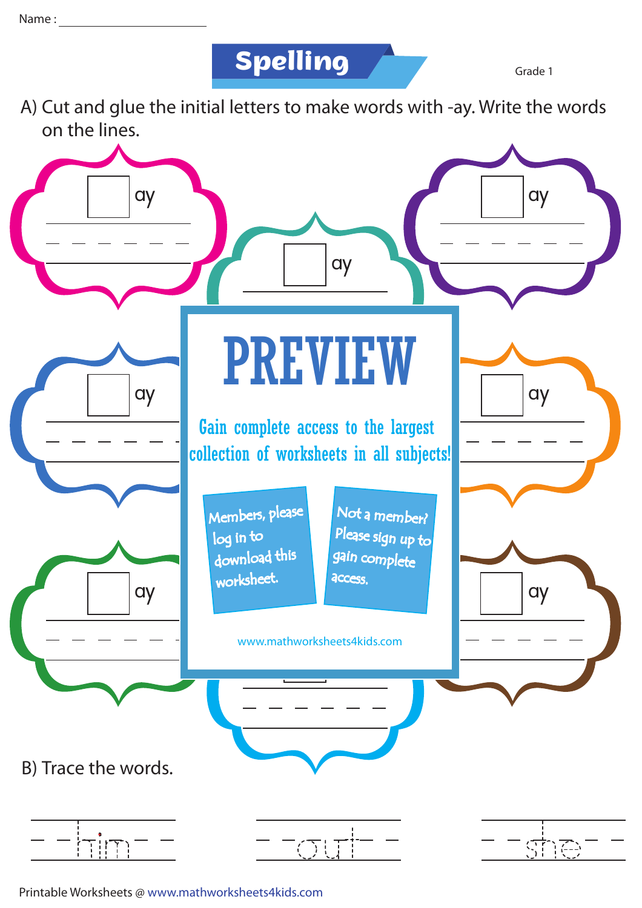Name : ____________________

# Spelling

Grade 1

A) Cut and glue the initial letters to make words with -ay. Write the words on the lines.

☐ ay

☐ ay

☐ ay

☐ ay

☐ ay

☐ ay

☐ ay

# PREVIEW

Gain complete access to the largest collection of worksheets in all subjects!

Members, please log in to download this worksheet.

Not a member? Please sign up to gain complete access.

www.mathworksheets4kids.com

B) Trace the words.

him

out

she

Printable Worksheets @ www.mathworksheets4kids.com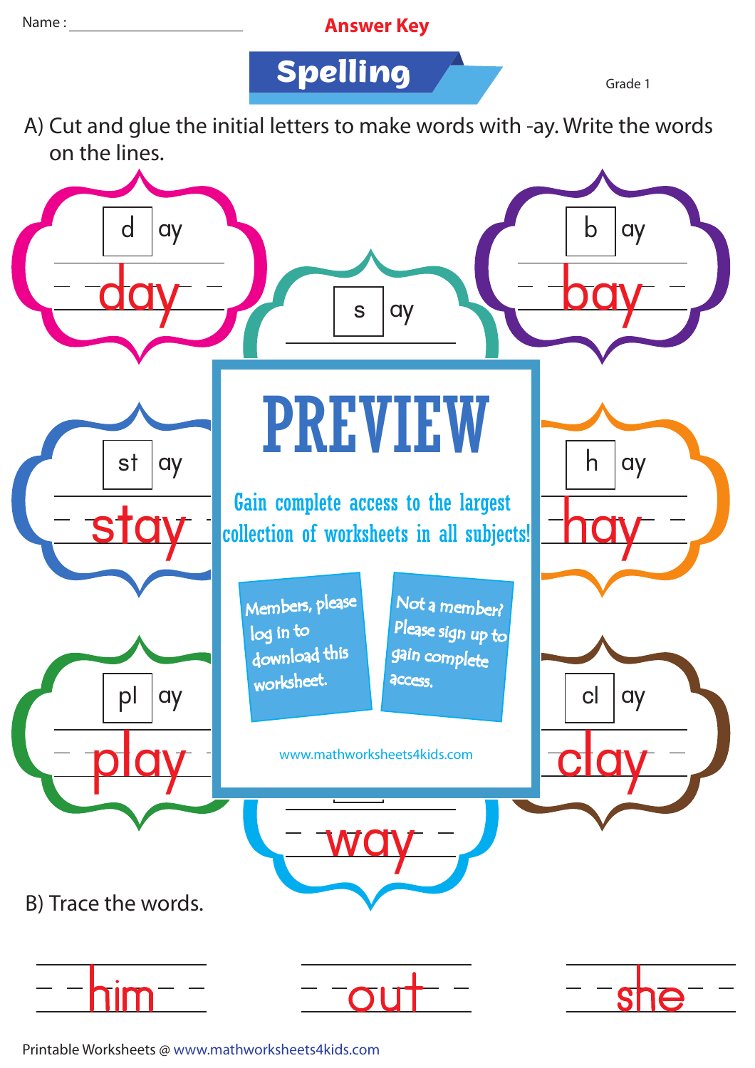Name : ______________________

**Answer Key**

# Spelling

Grade 1

A) Cut and glue the initial letters to make words with -ay. Write the words on the lines.

d ay — day

b ay — bay

s ay

st ay — stay

h ay — hay

pl ay — play

cl ay — clay

way

PREVIEW

Gain complete access to the largest collection of worksheets in all subjects!

Members, please log in to download this worksheet.

Not a member? Please sign up to gain complete access.

www.mathworksheets4kids.com

B) Trace the words.

him — out — she

Printable Worksheets @ www.mathworksheets4kids.com